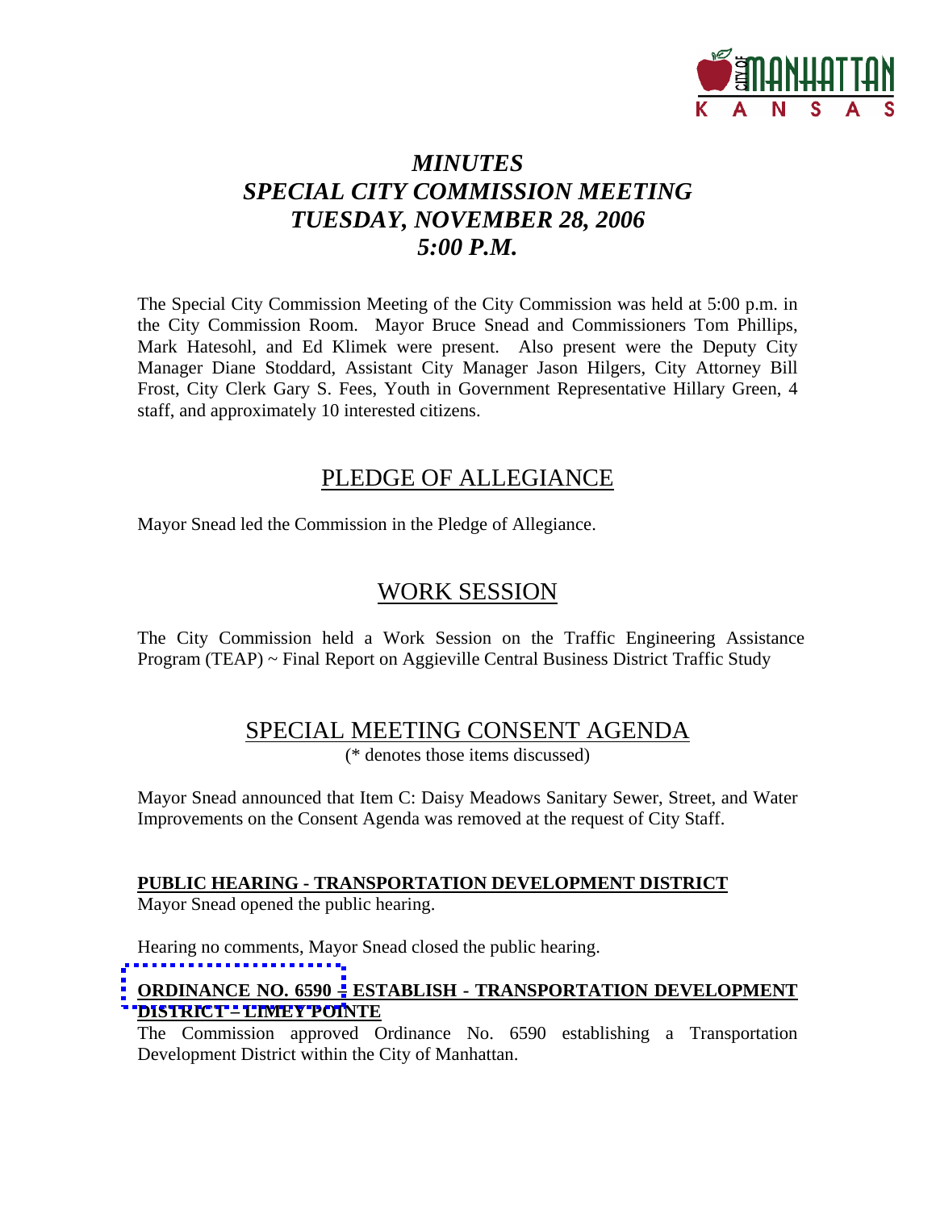# *MINUTES*
# *SPECIAL CITY COMMISSION MEETING*
# *TUESDAY, NOVEMBER 28, 2006*
# *5:00 P.M.*

The Special City Commission Meeting of the City Commission was held at 5:00 p.m. in the City Commission Room. Mayor Bruce Snead and Commissioners Tom Phillips, Mark Hatesohl, and Ed Klimek were present. Also present were the Deputy City Manager Diane Stoddard, Assistant City Manager Jason Hilgers, City Attorney Bill Frost, City Clerk Gary S. Fees, Youth in Government Representative Hillary Green, 4 staff, and approximately 10 interested citizens.

## PLEDGE OF ALLEGIANCE

Mayor Snead led the Commission in the Pledge of Allegiance.

## WORK SESSION

The City Commission held a Work Session on the Traffic Engineering Assistance Program (TEAP) ~ Final Report on Aggieville Central Business District Traffic Study

## SPECIAL MEETING CONSENT AGENDA

(* denotes those items discussed)

Mayor Snead announced that Item C: Daisy Meadows Sanitary Sewer, Street, and Water Improvements on the Consent Agenda was removed at the request of City Staff.

**PUBLIC HEARING - TRANSPORTATION DEVELOPMENT DISTRICT**

Mayor Snead opened the public hearing.

Hearing no comments, Mayor Snead closed the public hearing.

**ORDINANCE NO. 6590 – ESTABLISH - TRANSPORTATION DEVELOPMENT DISTRICT – LIMEY POINTE**

The Commission approved Ordinance No. 6590 establishing a Transportation Development District within the City of Manhattan.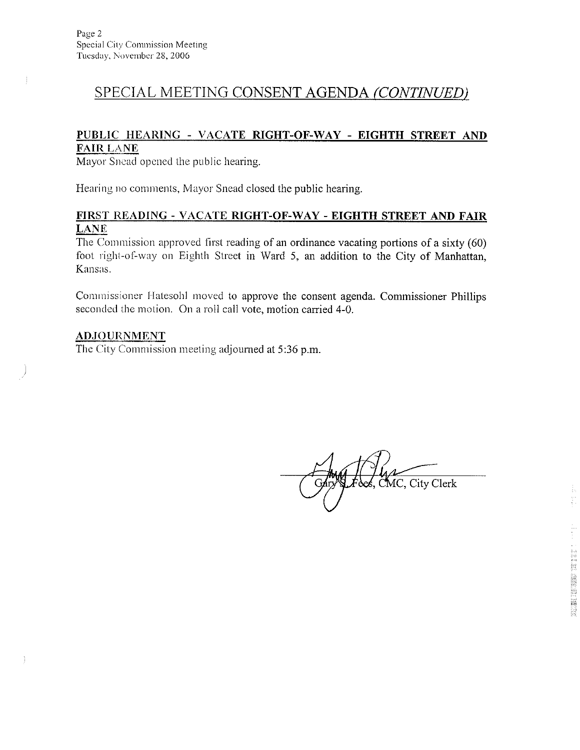## SPECIAL MEETING CONSENT AGENDA *(CONTINUED)*

**PUBLIC HEARING - VACATE RIGHT-OF-WAY - EIGHTH STREET AND FAIR LANE**

Mayor Snead opened the public hearing.

Hearing no comments, Mayor Snead closed the public hearing.

**FIRST READING - VACATE RIGHT-OF-WAY - EIGHTH STREET AND FAIR LANE**

The Commission approved first reading of an ordinance vacating portions of a sixty (60) foot right-of-way on Eighth Street in Ward 5, an addition to the City of Manhattan, Kansas.

Commissioner Hatesohl moved to approve the consent agenda. Commissioner Phillips seconded the motion. On a roll call vote, motion carried 4-0.

**ADJOURNMENT**

The City Commission meeting adjourned at 5:36 p.m.

Gary S. Fees, CMC, City Clerk